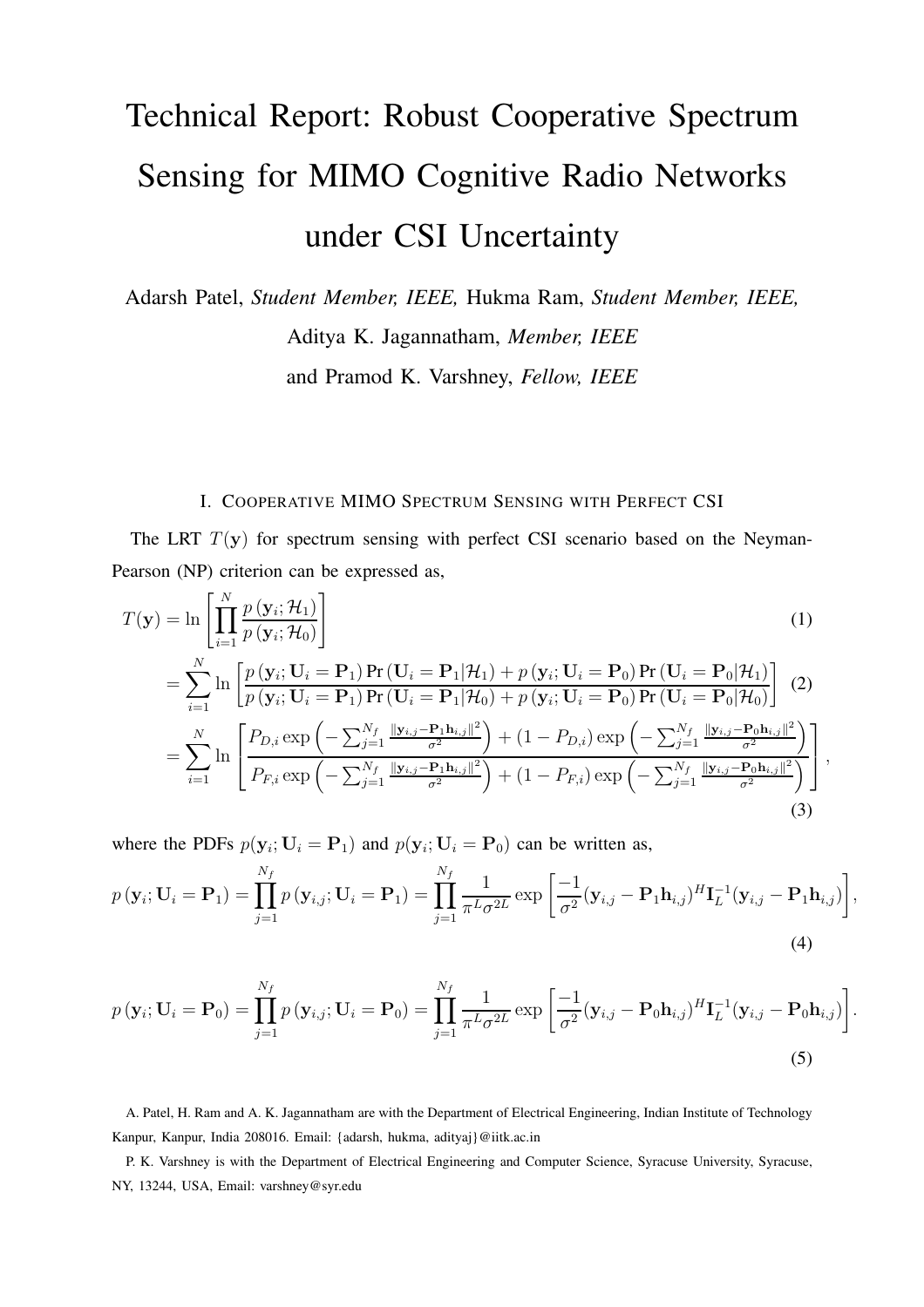# Technical Report: Robust Cooperative Spectrum Sensing for MIMO Cognitive Radio Networks under CSI Uncertainty

Adarsh Patel, *Student Member, IEEE,* Hukma Ram, *Student Member, IEEE,* Aditya K. Jagannatham, *Member, IEEE* and Pramod K. Varshney, *Fellow, IEEE*

## I. Cooperative MIMO Spectrum Sensing with Perfect CSI

The LRT $T(\mathbf{y})$ for spectrum sensing with perfect CSI scenario based on the Neyman-Pearson (NP) criterion can be expressed as,

$$
\begin{aligned}
T(\mathbf{y}) &= \ln\left[\prod_{i=1}^{N}\frac{p\left(\mathbf{y}_i;\mathcal{H}_1\right)}{p\left(\mathbf{y}_i;\mathcal{H}_0\right)}\right] && (1)\\
&= \sum_{i=1}^{N}\ln\left[\frac{p\left(\mathbf{y}_i;\mathbf{U}_i=\mathbf{P}_1\right)\Pr\left(\mathbf{U}_i=\mathbf{P}_1|\mathcal{H}_1\right)+p\left(\mathbf{y}_i;\mathbf{U}_i=\mathbf{P}_0\right)\Pr\left(\mathbf{U}_i=\mathbf{P}_0|\mathcal{H}_1\right)}{p\left(\mathbf{y}_i;\mathbf{U}_i=\mathbf{P}_1\right)\Pr\left(\mathbf{U}_i=\mathbf{P}_1|\mathcal{H}_0\right)+p\left(\mathbf{y}_i;\mathbf{U}_i=\mathbf{P}_0\right)\Pr\left(\mathbf{U}_i=\mathbf{P}_0|\mathcal{H}_0\right)}\right] && (2)\\
&= \sum_{i=1}^{N}\ln\left[\frac{P_{D,i}\exp\left(-\sum_{j=1}^{N_f}\frac{\|\mathbf{y}_{i,j}-\mathbf{P}_1\mathbf{h}_{i,j}\|^2}{\sigma^2}\right)+(1-P_{D,i})\exp\left(-\sum_{j=1}^{N_f}\frac{\|\mathbf{y}_{i,j}-\mathbf{P}_0\mathbf{h}_{i,j}\|^2}{\sigma^2}\right)}{P_{F,i}\exp\left(-\sum_{j=1}^{N_f}\frac{\|\mathbf{y}_{i,j}-\mathbf{P}_1\mathbf{h}_{i,j}\|^2}{\sigma^2}\right)+(1-P_{F,i})\exp\left(-\sum_{j=1}^{N_f}\frac{\|\mathbf{y}_{i,j}-\mathbf{P}_0\mathbf{h}_{i,j}\|^2}{\sigma^2}\right)}\right], && (3)
\end{aligned}
$$

where the PDFs $p(\mathbf{y}_i;\mathbf{U}_i=\mathbf{P}_1)$ and $p(\mathbf{y}_i;\mathbf{U}_i=\mathbf{P}_0)$ can be written as,

$$
p\left(\mathbf{y}_i;\mathbf{U}_i=\mathbf{P}_1\right)=\prod_{j=1}^{N_f}p\left(\mathbf{y}_{i,j};\mathbf{U}_i=\mathbf{P}_1\right)=\prod_{j=1}^{N_f}\frac{1}{\pi^L\sigma^{2L}}\exp\left[\frac{-1}{\sigma^2}(\mathbf{y}_{i,j}-\mathbf{P}_1\mathbf{h}_{i,j})^H\mathbf{I}_L^{-1}(\mathbf{y}_{i,j}-\mathbf{P}_1\mathbf{h}_{i,j})\right], \tag{4}
$$

$$
p\left(\mathbf{y}_i;\mathbf{U}_i=\mathbf{P}_0\right)=\prod_{j=1}^{N_f}p\left(\mathbf{y}_{i,j};\mathbf{U}_i=\mathbf{P}_0\right)=\prod_{j=1}^{N_f}\frac{1}{\pi^L\sigma^{2L}}\exp\left[\frac{-1}{\sigma^2}(\mathbf{y}_{i,j}-\mathbf{P}_0\mathbf{h}_{i,j})^H\mathbf{I}_L^{-1}(\mathbf{y}_{i,j}-\mathbf{P}_0\mathbf{h}_{i,j})\right]. \tag{5}
$$

A. Patel, H. Ram and A. K. Jagannatham are with the Department of Electrical Engineering, Indian Institute of Technology Kanpur, Kanpur, India 208016. Email: {adarsh, hukma, adityaj}@iitk.ac.in

P. K. Varshney is with the Department of Electrical Engineering and Computer Science, Syracuse University, Syracuse, NY, 13244, USA, Email: varshney@syr.edu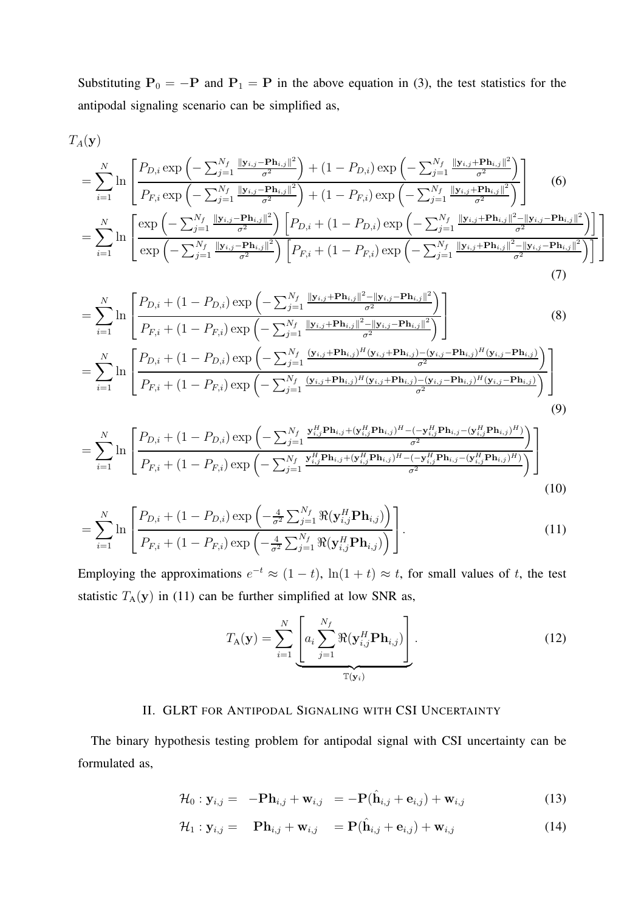Substituting $\mathbf{P}_0 = -\mathbf{P}$ and $\mathbf{P}_1 = \mathbf{P}$ in the above equation in (3), the test statistics for the antipodal signaling scenario can be simplified as,

$$T_A(\mathbf{y})$$

$$= \sum_{i=1}^{N} \ln \left[ \frac{P_{D,i} \exp\left(-\sum_{j=1}^{N_f} \frac{\|\mathbf{y}_{i,j}-\mathbf{P}\mathbf{h}_{i,j}\|^2}{\sigma^2}\right) + (1-P_{D,i}) \exp\left(-\sum_{j=1}^{N_f} \frac{\|\mathbf{y}_{i,j}+\mathbf{P}\mathbf{h}_{i,j}\|^2}{\sigma^2}\right)}{P_{F,i} \exp\left(-\sum_{j=1}^{N_f} \frac{\|\mathbf{y}_{i,j}-\mathbf{P}\mathbf{h}_{i,j}\|^2}{\sigma^2}\right) + (1-P_{F,i}) \exp\left(-\sum_{j=1}^{N_f} \frac{\|\mathbf{y}_{i,j}+\mathbf{P}\mathbf{h}_{i,j}\|^2}{\sigma^2}\right)} \right] \tag{6}$$

$$= \sum_{i=1}^{N} \ln \left[ \frac{\exp\left(-\sum_{j=1}^{N_f} \frac{\|\mathbf{y}_{i,j}-\mathbf{P}\mathbf{h}_{i,j}\|^2}{\sigma^2}\right) \left[P_{D,i} + (1-P_{D,i}) \exp\left(-\sum_{j=1}^{N_f} \frac{\|\mathbf{y}_{i,j}+\mathbf{P}\mathbf{h}_{i,j}\|^2 - \|\mathbf{y}_{i,j}-\mathbf{P}\mathbf{h}_{i,j}\|^2}{\sigma^2}\right)\right]}{\exp\left(-\sum_{j=1}^{N_f} \frac{\|\mathbf{y}_{i,j}-\mathbf{P}\mathbf{h}_{i,j}\|^2}{\sigma^2}\right) \left[P_{F,i} + (1-P_{F,i}) \exp\left(-\sum_{j=1}^{N_f} \frac{\|\mathbf{y}_{i,j}+\mathbf{P}\mathbf{h}_{i,j}\|^2 - \|\mathbf{y}_{i,j}-\mathbf{P}\mathbf{h}_{i,j}\|^2}{\sigma^2}\right)\right]} \right] \tag{7}$$

$$= \sum_{i=1}^{N} \ln \left[ \frac{P_{D,i} + (1-P_{D,i}) \exp\left(-\sum_{j=1}^{N_f} \frac{\|\mathbf{y}_{i,j}+\mathbf{P}\mathbf{h}_{i,j}\|^2 - \|\mathbf{y}_{i,j}-\mathbf{P}\mathbf{h}_{i,j}\|^2}{\sigma^2}\right)}{P_{F,i} + (1-P_{F,i}) \exp\left(-\sum_{j=1}^{N_f} \frac{\|\mathbf{y}_{i,j}+\mathbf{P}\mathbf{h}_{i,j}\|^2 - \|\mathbf{y}_{i,j}-\mathbf{P}\mathbf{h}_{i,j}\|^2}{\sigma^2}\right)} \right] \tag{8}$$

$$= \sum_{i=1}^{N} \ln \left[ \frac{P_{D,i} + (1-P_{D,i}) \exp\left(-\sum_{j=1}^{N_f} \frac{(\mathbf{y}_{i,j}+\mathbf{P}\mathbf{h}_{i,j})^H(\mathbf{y}_{i,j}+\mathbf{P}\mathbf{h}_{i,j}) - (\mathbf{y}_{i,j}-\mathbf{P}\mathbf{h}_{i,j})^H(\mathbf{y}_{i,j}-\mathbf{P}\mathbf{h}_{i,j})}{\sigma^2}\right)}{P_{F,i} + (1-P_{F,i}) \exp\left(-\sum_{j=1}^{N_f} \frac{(\mathbf{y}_{i,j}+\mathbf{P}\mathbf{h}_{i,j})^H(\mathbf{y}_{i,j}+\mathbf{P}\mathbf{h}_{i,j}) - (\mathbf{y}_{i,j}-\mathbf{P}\mathbf{h}_{i,j})^H(\mathbf{y}_{i,j}-\mathbf{P}\mathbf{h}_{i,j})}{\sigma^2}\right)} \right] \tag{9}$$

$$= \sum_{i=1}^{N} \ln \left[ \frac{P_{D,i} + (1-P_{D,i}) \exp\left(-\sum_{j=1}^{N_f} \frac{\mathbf{y}_{i,j}^H\mathbf{P}\mathbf{h}_{i,j} + (\mathbf{y}_{i,j}^H\mathbf{P}\mathbf{h}_{i,j})^H - (-\mathbf{y}_{i,j}^H\mathbf{P}\mathbf{h}_{i,j} - (\mathbf{y}_{i,j}^H\mathbf{P}\mathbf{h}_{i,j})^H)}{\sigma^2}\right)}{P_{F,i} + (1-P_{F,i}) \exp\left(-\sum_{j=1}^{N_f} \frac{\mathbf{y}_{i,j}^H\mathbf{P}\mathbf{h}_{i,j} + (\mathbf{y}_{i,j}^H\mathbf{P}\mathbf{h}_{i,j})^H - (-\mathbf{y}_{i,j}^H\mathbf{P}\mathbf{h}_{i,j} - (\mathbf{y}_{i,j}^H\mathbf{P}\mathbf{h}_{i,j})^H)}{\sigma^2}\right)} \right] \tag{10}$$

$$= \sum_{i=1}^{N} \ln \left[ \frac{P_{D,i} + (1-P_{D,i}) \exp\left(-\frac{4}{\sigma^2}\sum_{j=1}^{N_f} \Re(\mathbf{y}_{i,j}^H\mathbf{P}\mathbf{h}_{i,j})\right)}{P_{F,i} + (1-P_{F,i}) \exp\left(-\frac{4}{\sigma^2}\sum_{j=1}^{N_f} \Re(\mathbf{y}_{i,j}^H\mathbf{P}\mathbf{h}_{i,j})\right)} \right]. \tag{11}$$

Employing the approximations $e^{-t} \approx (1-t)$, $\ln(1+t) \approx t$, for small values of $t$, the test statistic $T_{\text{A}}(\mathbf{y})$ in (11) can be further simplified at low SNR as,

$$T_{\text{A}}(\mathbf{y}) = \sum_{i=1}^{N} \underbrace{\left[ a_i \sum_{j=1}^{N_f} \Re(\mathbf{y}_{i,j}^H\mathbf{P}\mathbf{h}_{i,j}) \right]}_{\mathbb{T}(\mathbf{y}_i)}. \tag{12}$$

## II. GLRT for Antipodal Signaling with CSI Uncertainty

The binary hypothesis testing problem for antipodal signal with CSI uncertainty can be formulated as,

$$\mathcal{H}_0 : \mathbf{y}_{i,j} = -\mathbf{P}\mathbf{h}_{i,j} + \mathbf{w}_{i,j} = -\mathbf{P}(\hat{\mathbf{h}}_{i,j} + \mathbf{e}_{i,j}) + \mathbf{w}_{i,j} \tag{13}$$

$$\mathcal{H}_1 : \mathbf{y}_{i,j} = \mathbf{P}\mathbf{h}_{i,j} + \mathbf{w}_{i,j} = \mathbf{P}(\hat{\mathbf{h}}_{i,j} + \mathbf{e}_{i,j}) + \mathbf{w}_{i,j} \tag{14}$$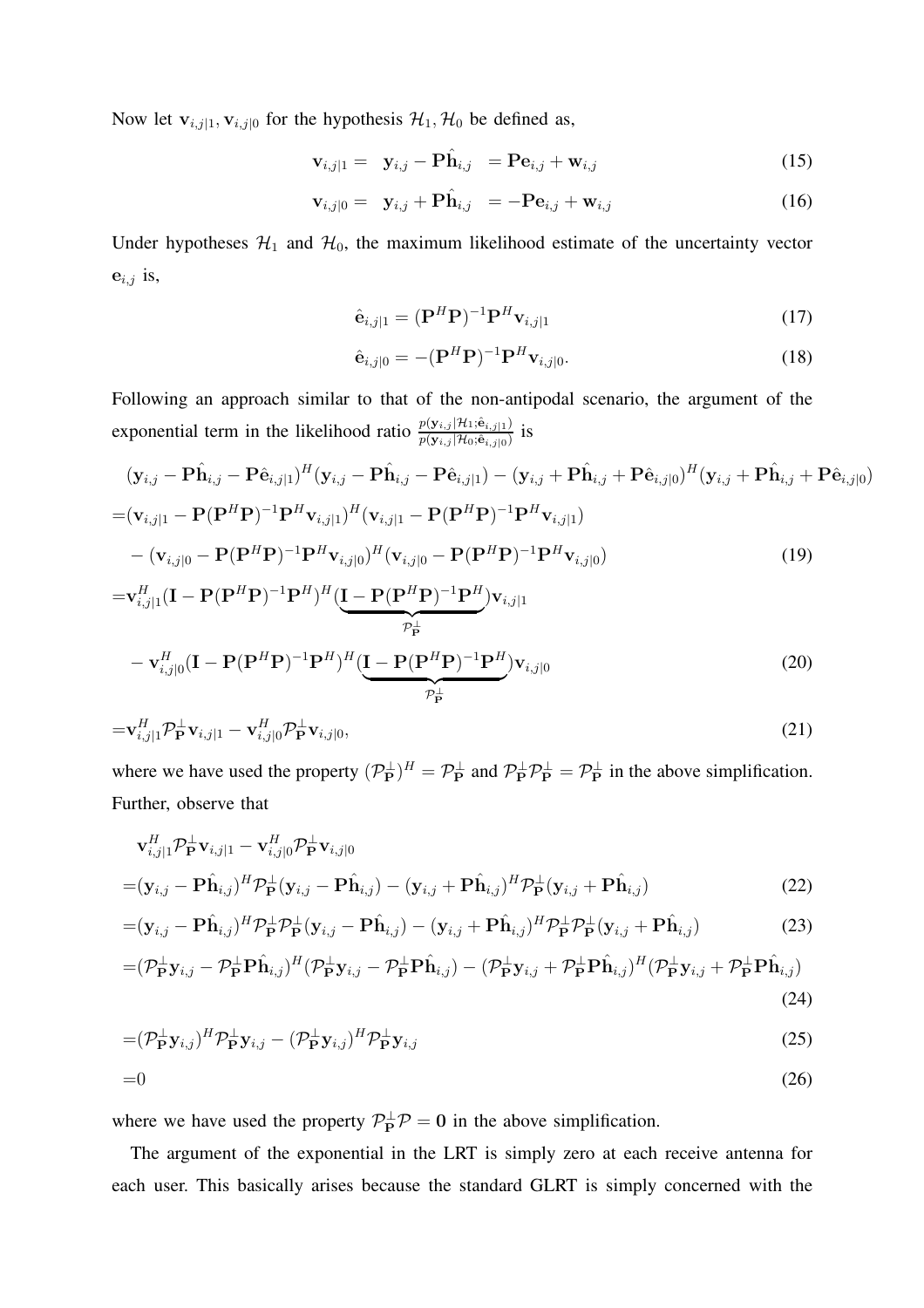Now let $\mathbf{v}_{i,j|1}, \mathbf{v}_{i,j|0}$ for the hypothesis $\mathcal{H}_1, \mathcal{H}_0$ be defined as,

$$\mathbf{v}_{i,j|1} = \mathbf{y}_{i,j} - \mathbf{P}\hat{\mathbf{h}}_{i,j} = \mathbf{P}\mathbf{e}_{i,j} + \mathbf{w}_{i,j} \tag{15}$$

$$\mathbf{v}_{i,j|0} = \mathbf{y}_{i,j} + \mathbf{P}\hat{\mathbf{h}}_{i,j} = -\mathbf{P}\mathbf{e}_{i,j} + \mathbf{w}_{i,j} \tag{16}$$

Under hypotheses $\mathcal{H}_1$ and $\mathcal{H}_0$, the maximum likelihood estimate of the uncertainty vector $\mathbf{e}_{i,j}$ is,

$$\hat{\mathbf{e}}_{i,j|1} = (\mathbf{P}^H\mathbf{P})^{-1}\mathbf{P}^H\mathbf{v}_{i,j|1} \tag{17}$$

$$\hat{\mathbf{e}}_{i,j|0} = -(\mathbf{P}^H\mathbf{P})^{-1}\mathbf{P}^H\mathbf{v}_{i,j|0}. \tag{18}$$

Following an approach similar to that of the non-antipodal scenario, the argument of the exponential term in the likelihood ratio $\frac{p(\mathbf{y}_{i,j}|\mathcal{H}_1;\hat{\mathbf{e}}_{i,j|1})}{p(\mathbf{y}_{i,j}|\mathcal{H}_0;\hat{\mathbf{e}}_{i,j|0})}$ is

$$\begin{aligned}
&(\mathbf{y}_{i,j} - \mathbf{P}\hat{\mathbf{h}}_{i,j} - \mathbf{P}\hat{\mathbf{e}}_{i,j|1})^H(\mathbf{y}_{i,j} - \mathbf{P}\hat{\mathbf{h}}_{i,j} - \mathbf{P}\hat{\mathbf{e}}_{i,j|1}) - (\mathbf{y}_{i,j} + \mathbf{P}\hat{\mathbf{h}}_{i,j} + \mathbf{P}\hat{\mathbf{e}}_{i,j|0})^H(\mathbf{y}_{i,j} + \mathbf{P}\hat{\mathbf{h}}_{i,j} + \mathbf{P}\hat{\mathbf{e}}_{i,j|0}) \\
=&(\mathbf{v}_{i,j|1} - \mathbf{P}(\mathbf{P}^H\mathbf{P})^{-1}\mathbf{P}^H\mathbf{v}_{i,j|1})^H(\mathbf{v}_{i,j|1} - \mathbf{P}(\mathbf{P}^H\mathbf{P})^{-1}\mathbf{P}^H\mathbf{v}_{i,j|1}) \\
&- (\mathbf{v}_{i,j|0} - \mathbf{P}(\mathbf{P}^H\mathbf{P})^{-1}\mathbf{P}^H\mathbf{v}_{i,j|0})^H(\mathbf{v}_{i,j|0} - \mathbf{P}(\mathbf{P}^H\mathbf{P})^{-1}\mathbf{P}^H\mathbf{v}_{i,j|0}) \qquad (19) \\
=&\mathbf{v}_{i,j|1}^H(\mathbf{I} - \mathbf{P}(\mathbf{P}^H\mathbf{P})^{-1}\mathbf{P}^H)^H(\underbrace{\mathbf{I} - \mathbf{P}(\mathbf{P}^H\mathbf{P})^{-1}\mathbf{P}^H}_{\mathcal{P}_{\mathbf{P}}^{\perp}})\mathbf{v}_{i,j|1} \\
&- \mathbf{v}_{i,j|0}^H(\mathbf{I} - \mathbf{P}(\mathbf{P}^H\mathbf{P})^{-1}\mathbf{P}^H)^H(\underbrace{\mathbf{I} - \mathbf{P}(\mathbf{P}^H\mathbf{P})^{-1}\mathbf{P}^H}_{\mathcal{P}_{\mathbf{P}}^{\perp}})\mathbf{v}_{i,j|0} \qquad (20) \\
=&\mathbf{v}_{i,j|1}^H\mathcal{P}_{\mathbf{P}}^{\perp}\mathbf{v}_{i,j|1} - \mathbf{v}_{i,j|0}^H\mathcal{P}_{\mathbf{P}}^{\perp}\mathbf{v}_{i,j|0}, \qquad (21)
\end{aligned}$$

where we have used the property $(\mathcal{P}_{\mathbf{P}}^{\perp})^H = \mathcal{P}_{\mathbf{P}}^{\perp}$ and $\mathcal{P}_{\mathbf{P}}^{\perp}\mathcal{P}_{\mathbf{P}}^{\perp} = \mathcal{P}_{\mathbf{P}}^{\perp}$ in the above simplification. Further, observe that

$$\begin{aligned}
&\mathbf{v}_{i,j|1}^H\mathcal{P}_{\mathbf{P}}^{\perp}\mathbf{v}_{i,j|1} - \mathbf{v}_{i,j|0}^H\mathcal{P}_{\mathbf{P}}^{\perp}\mathbf{v}_{i,j|0} \\
=&(\mathbf{y}_{i,j} - \mathbf{P}\hat{\mathbf{h}}_{i,j})^H\mathcal{P}_{\mathbf{P}}^{\perp}(\mathbf{y}_{i,j} - \mathbf{P}\hat{\mathbf{h}}_{i,j}) - (\mathbf{y}_{i,j} + \mathbf{P}\hat{\mathbf{h}}_{i,j})^H\mathcal{P}_{\mathbf{P}}^{\perp}(\mathbf{y}_{i,j} + \mathbf{P}\hat{\mathbf{h}}_{i,j}) \qquad (22) \\
=&(\mathbf{y}_{i,j} - \mathbf{P}\hat{\mathbf{h}}_{i,j})^H\mathcal{P}_{\mathbf{P}}^{\perp}\mathcal{P}_{\mathbf{P}}^{\perp}(\mathbf{y}_{i,j} - \mathbf{P}\hat{\mathbf{h}}_{i,j}) - (\mathbf{y}_{i,j} + \mathbf{P}\hat{\mathbf{h}}_{i,j})^H\mathcal{P}_{\mathbf{P}}^{\perp}\mathcal{P}_{\mathbf{P}}^{\perp}(\mathbf{y}_{i,j} + \mathbf{P}\hat{\mathbf{h}}_{i,j}) \qquad (23) \\
=&(\mathcal{P}_{\mathbf{P}}^{\perp}\mathbf{y}_{i,j} - \mathcal{P}_{\mathbf{P}}^{\perp}\mathbf{P}\hat{\mathbf{h}}_{i,j})^H(\mathcal{P}_{\mathbf{P}}^{\perp}\mathbf{y}_{i,j} - \mathcal{P}_{\mathbf{P}}^{\perp}\mathbf{P}\hat{\mathbf{h}}_{i,j}) - (\mathcal{P}_{\mathbf{P}}^{\perp}\mathbf{y}_{i,j} + \mathcal{P}_{\mathbf{P}}^{\perp}\mathbf{P}\hat{\mathbf{h}}_{i,j})^H(\mathcal{P}_{\mathbf{P}}^{\perp}\mathbf{y}_{i,j} + \mathcal{P}_{\mathbf{P}}^{\perp}\mathbf{P}\hat{\mathbf{h}}_{i,j}) \\
&\qquad (24) \\
=&(\mathcal{P}_{\mathbf{P}}^{\perp}\mathbf{y}_{i,j})^H\mathcal{P}_{\mathbf{P}}^{\perp}\mathbf{y}_{i,j} - (\mathcal{P}_{\mathbf{P}}^{\perp}\mathbf{y}_{i,j})^H\mathcal{P}_{\mathbf{P}}^{\perp}\mathbf{y}_{i,j} \qquad (25) \\
=&0 \qquad (26)
\end{aligned}$$

where we have used the property $\mathcal{P}_{\mathbf{P}}^{\perp}\mathcal{P} = \mathbf{0}$ in the above simplification.

The argument of the exponential in the LRT is simply zero at each receive antenna for each user. This basically arises because the standard GLRT is simply concerned with the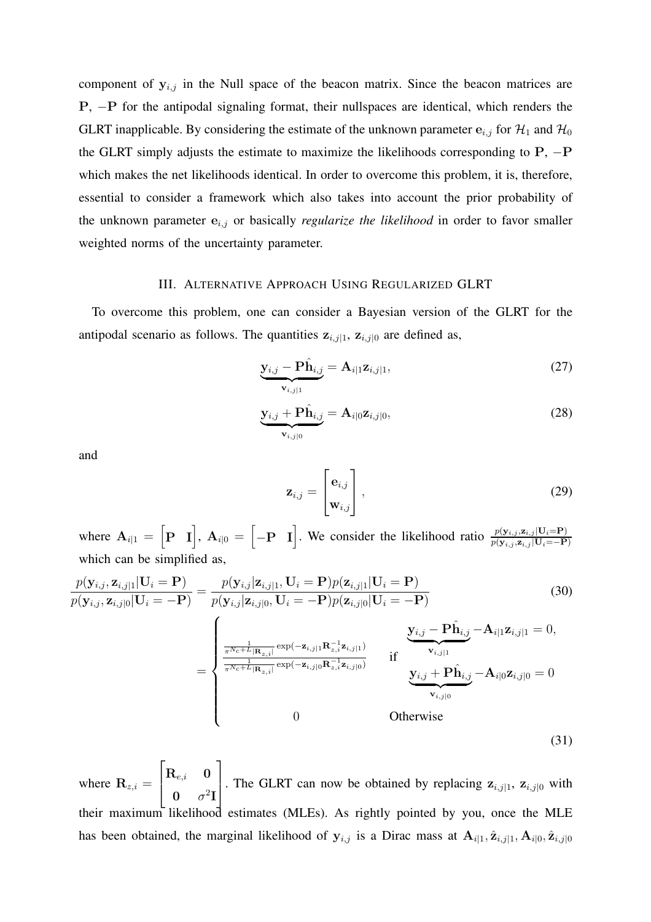component of $\mathbf{y}_{i,j}$ in the Null space of the beacon matrix. Since the beacon matrices are $\mathbf{P}$, $-\mathbf{P}$ for the antipodal signaling format, their nullspaces are identical, which renders the GLRT inapplicable. By considering the estimate of the unknown parameter $\mathbf{e}_{i,j}$ for $\mathcal{H}_1$ and $\mathcal{H}_0$ the GLRT simply adjusts the estimate to maximize the likelihoods corresponding to $\mathbf{P}$, $-\mathbf{P}$ which makes the net likelihoods identical. In order to overcome this problem, it is, therefore, essential to consider a framework which also takes into account the prior probability of the unknown parameter $\mathbf{e}_{i,j}$ or basically *regularize the likelihood* in order to favor smaller weighted norms of the uncertainty parameter.

## III. Alternative Approach Using Regularized GLRT

To overcome this problem, one can consider a Bayesian version of the GLRT for the antipodal scenario as follows. The quantities $\mathbf{z}_{i,j|1}$, $\mathbf{z}_{i,j|0}$ are defined as,

$$\underbrace{\mathbf{y}_{i,j} - \mathbf{P}\hat{\mathbf{h}}_{i,j}}_{\mathbf{v}_{i,j|1}} = \mathbf{A}_{i|1}\mathbf{z}_{i,j|1}, \tag{27}$$

$$\underbrace{\mathbf{y}_{i,j} + \mathbf{P}\hat{\mathbf{h}}_{i,j}}_{\mathbf{v}_{i,j|0}} = \mathbf{A}_{i|0}\mathbf{z}_{i,j|0}, \tag{28}$$

and

$$\mathbf{z}_{i,j} = \begin{bmatrix} \mathbf{e}_{i,j} \\ \mathbf{w}_{i,j} \end{bmatrix}, \tag{29}$$

where $\mathbf{A}_{i|1} = \begin{bmatrix} \mathbf{P} & \mathbf{I} \end{bmatrix}$, $\mathbf{A}_{i|0} = \begin{bmatrix} -\mathbf{P} & \mathbf{I} \end{bmatrix}$. We consider the likelihood ratio $\frac{p(\mathbf{y}_{i,j}, \mathbf{z}_{i,j}|\mathbf{U}_i = \mathbf{P})}{p(\mathbf{y}_{i,j}, \mathbf{z}_{i,j}|\mathbf{U}_i = -\mathbf{P})}$ which can be simplified as,

$$\frac{p(\mathbf{y}_{i,j}, \mathbf{z}_{i,j|1}|\mathbf{U}_i = \mathbf{P})}{p(\mathbf{y}_{i,j}, \mathbf{z}_{i,j|0}|\mathbf{U}_i = -\mathbf{P})} = \frac{p(\mathbf{y}_{i,j}|\mathbf{z}_{i,j|1}, \mathbf{U}_i = \mathbf{P})p(\mathbf{z}_{i,j|1}|\mathbf{U}_i = \mathbf{P})}{p(\mathbf{y}_{i,j}|\mathbf{z}_{i,j|0}, \mathbf{U}_i = -\mathbf{P})p(\mathbf{z}_{i,j|0}|\mathbf{U}_i = -\mathbf{P})} \tag{30}$$

$$= \begin{cases} \dfrac{\frac{1}{\pi^{N_C+L}|\mathbf{R}_{z,i}|}\exp(-\mathbf{z}_{i,j|1}\mathbf{R}_{z,i}^{-1}\mathbf{z}_{i,j|1})}{\frac{1}{\pi^{N_C+L}|\mathbf{R}_{z,i}|}\exp(-\mathbf{z}_{i,j|0}\mathbf{R}_{z,i}^{-1}\mathbf{z}_{i,j|0})} & \text{if} \quad \begin{array}{l} \underbrace{\mathbf{y}_{i,j} - \mathbf{P}\hat{\mathbf{h}}_{i,j}}_{\mathbf{v}_{i,j|1}} - \mathbf{A}_{i|1}\mathbf{z}_{i,j|1} = 0, \\ \underbrace{\mathbf{y}_{i,j} + \mathbf{P}\hat{\mathbf{h}}_{i,j}}_{\mathbf{v}_{i,j|0}} - \mathbf{A}_{i|0}\mathbf{z}_{i,j|0} = 0 \end{array} \\ 0 & \text{Otherwise} \end{cases} \tag{31}$$

where $\mathbf{R}_{z,i} = \begin{bmatrix} \mathbf{R}_{e,i} & \mathbf{0} \\ \mathbf{0} & \sigma^2\mathbf{I} \end{bmatrix}$. The GLRT can now be obtained by replacing $\mathbf{z}_{i,j|1}$, $\mathbf{z}_{i,j|0}$ with their maximum likelihood estimates (MLEs). As rightly pointed by you, once the MLE has been obtained, the marginal likelihood of $\mathbf{y}_{i,j}$ is a Dirac mass at $\mathbf{A}_{i|1}, \hat{\mathbf{z}}_{i,j|1}, \mathbf{A}_{i|0}, \hat{\mathbf{z}}_{i,j|0}$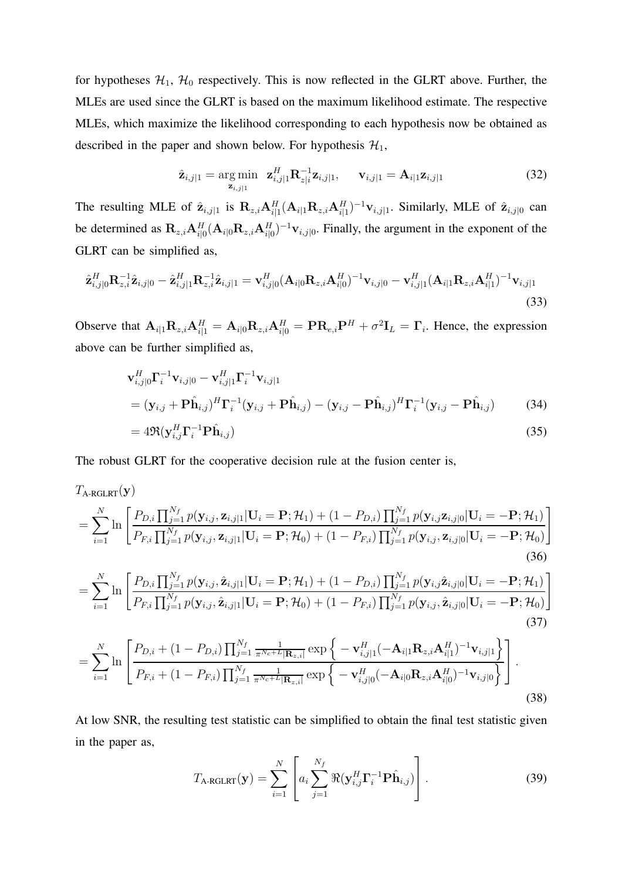for hypotheses $\mathcal{H}_1$, $\mathcal{H}_0$ respectively. This is now reflected in the GLRT above. Further, the MLEs are used since the GLRT is based on the maximum likelihood estimate. The respective MLEs, which maximize the likelihood corresponding to each hypothesis now be obtained as described in the paper and shown below. For hypothesis $\mathcal{H}_1$,

$$\hat{\mathbf{z}}_{i,j|1} = \underset{\mathbf{z}_{i,j|1}}{\arg\min} \;\; \mathbf{z}_{i,j|1}^H \mathbf{R}_{z|i}^{-1} \mathbf{z}_{i,j|1}, \qquad \mathbf{v}_{i,j|1} = \mathbf{A}_{i|1} \mathbf{z}_{i,j|1} \tag{32}$$

The resulting MLE of $\hat{\mathbf{z}}_{i,j|1}$ is $\mathbf{R}_{z,i}\mathbf{A}_{i|1}^H(\mathbf{A}_{i|1}\mathbf{R}_{z,i}\mathbf{A}_{i|1}^H)^{-1}\mathbf{v}_{i,j|1}$. Similarly, MLE of $\hat{\mathbf{z}}_{i,j|0}$ can be determined as $\mathbf{R}_{z,i}\mathbf{A}_{i|0}^H(\mathbf{A}_{i|0}\mathbf{R}_{z,i}\mathbf{A}_{i|0}^H)^{-1}\mathbf{v}_{i,j|0}$. Finally, the argument in the exponent of the GLRT can be simplified as,

$$\hat{\mathbf{z}}_{i,j|0}^H \mathbf{R}_{z,i}^{-1} \hat{\mathbf{z}}_{i,j|0} - \hat{\mathbf{z}}_{i,j|1}^H \mathbf{R}_{z,i}^{-1} \hat{\mathbf{z}}_{i,j|1} = \mathbf{v}_{i,j|0}^H (\mathbf{A}_{i|0}\mathbf{R}_{z,i}\mathbf{A}_{i|0}^H)^{-1} \mathbf{v}_{i,j|0} - \mathbf{v}_{i,j|1}^H (\mathbf{A}_{i|1}\mathbf{R}_{z,i}\mathbf{A}_{i|1}^H)^{-1} \mathbf{v}_{i,j|1} \tag{33}$$

Observe that $\mathbf{A}_{i|1}\mathbf{R}_{z,i}\mathbf{A}_{i|1}^H = \mathbf{A}_{i|0}\mathbf{R}_{z,i}\mathbf{A}_{i|0}^H = \mathbf{P}\mathbf{R}_{e,i}\mathbf{P}^H + \sigma^2\mathbf{I}_L = \mathbf{\Gamma}_i$. Hence, the expression above can be further simplified as,

$$\begin{aligned}
&\mathbf{v}_{i,j|0}^H \mathbf{\Gamma}_i^{-1} \mathbf{v}_{i,j|0} - \mathbf{v}_{i,j|1}^H \mathbf{\Gamma}_i^{-1} \mathbf{v}_{i,j|1} \\
&= (\mathbf{y}_{i,j} + \mathbf{P}\hat{\mathbf{h}}_{i,j})^H \mathbf{\Gamma}_i^{-1} (\mathbf{y}_{i,j} + \mathbf{P}\hat{\mathbf{h}}_{i,j}) - (\mathbf{y}_{i,j} - \mathbf{P}\hat{\mathbf{h}}_{i,j})^H \mathbf{\Gamma}_i^{-1} (\mathbf{y}_{i,j} - \mathbf{P}\hat{\mathbf{h}}_{i,j}) \qquad (34) \\
&= 4\Re(\mathbf{y}_{i,j}^H \mathbf{\Gamma}_i^{-1} \mathbf{P}\hat{\mathbf{h}}_{i,j}) \qquad (35)
\end{aligned}$$

The robust GLRT for the cooperative decision rule at the fusion center is,

$$\begin{aligned}
&T_{\text{A-RGLRT}}(\mathbf{y}) \\
&= \sum_{i=1}^{N} \ln \left[ \frac{P_{D,i} \prod_{j=1}^{N_f} p(\mathbf{y}_{i,j}, \mathbf{z}_{i,j|1} | \mathbf{U}_i = \mathbf{P}; \mathcal{H}_1) + (1 - P_{D,i}) \prod_{j=1}^{N_f} p(\mathbf{y}_{i,j} \mathbf{z}_{i,j|0} | \mathbf{U}_i = -\mathbf{P}; \mathcal{H}_1)}{P_{F,i} \prod_{j=1}^{N_f} p(\mathbf{y}_{i,j}, \mathbf{z}_{i,j|1} | \mathbf{U}_i = \mathbf{P}; \mathcal{H}_0) + (1 - P_{F,i}) \prod_{j=1}^{N_f} p(\mathbf{y}_{i,j}, \mathbf{z}_{i,j|0} | \mathbf{U}_i = -\mathbf{P}; \mathcal{H}_0)} \right] \qquad (36) \\
&= \sum_{i=1}^{N} \ln \left[ \frac{P_{D,i} \prod_{j=1}^{N_f} p(\mathbf{y}_{i,j}, \hat{\mathbf{z}}_{i,j|1} | \mathbf{U}_i = \mathbf{P}; \mathcal{H}_1) + (1 - P_{D,i}) \prod_{j=1}^{N_f} p(\mathbf{y}_{i,j} \hat{\mathbf{z}}_{i,j|0} | \mathbf{U}_i = -\mathbf{P}; \mathcal{H}_1)}{P_{F,i} \prod_{j=1}^{N_f} p(\mathbf{y}_{i,j}, \hat{\mathbf{z}}_{i,j|1} | \mathbf{U}_i = \mathbf{P}; \mathcal{H}_0) + (1 - P_{F,i}) \prod_{j=1}^{N_f} p(\mathbf{y}_{i,j}, \hat{\mathbf{z}}_{i,j|0} | \mathbf{U}_i = -\mathbf{P}; \mathcal{H}_0)} \right] \qquad (37) \\
&= \sum_{i=1}^{N} \ln \left[ \frac{P_{D,i} + (1 - P_{D,i}) \prod_{j=1}^{N_f} \frac{1}{\pi^{N_c + L} |\mathbf{R}_{z,i}|} \exp\left\{ -\mathbf{v}_{i,j|1}^H (-\mathbf{A}_{i|1}\mathbf{R}_{z,i}\mathbf{A}_{i|1}^H)^{-1} \mathbf{v}_{i,j|1} \right\}}{P_{F,i} + (1 - P_{F,i}) \prod_{j=1}^{N_f} \frac{1}{\pi^{N_c + L} |\mathbf{R}_{z,i}|} \exp\left\{ -\mathbf{v}_{i,j|0}^H (-\mathbf{A}_{i|0}\mathbf{R}_{z,i}\mathbf{A}_{i|0}^H)^{-1} \mathbf{v}_{i,j|0} \right\}} \right]. \qquad (38)
\end{aligned}$$

At low SNR, the resulting test statistic can be simplified to obtain the final test statistic given in the paper as,

$$T_{\text{A-RGLRT}}(\mathbf{y}) = \sum_{i=1}^{N} \left[ a_i \sum_{j=1}^{N_f} \Re(\mathbf{y}_{i,j}^H \mathbf{\Gamma}_i^{-1} \mathbf{P}\hat{\mathbf{h}}_{i,j}) \right]. \tag{39}$$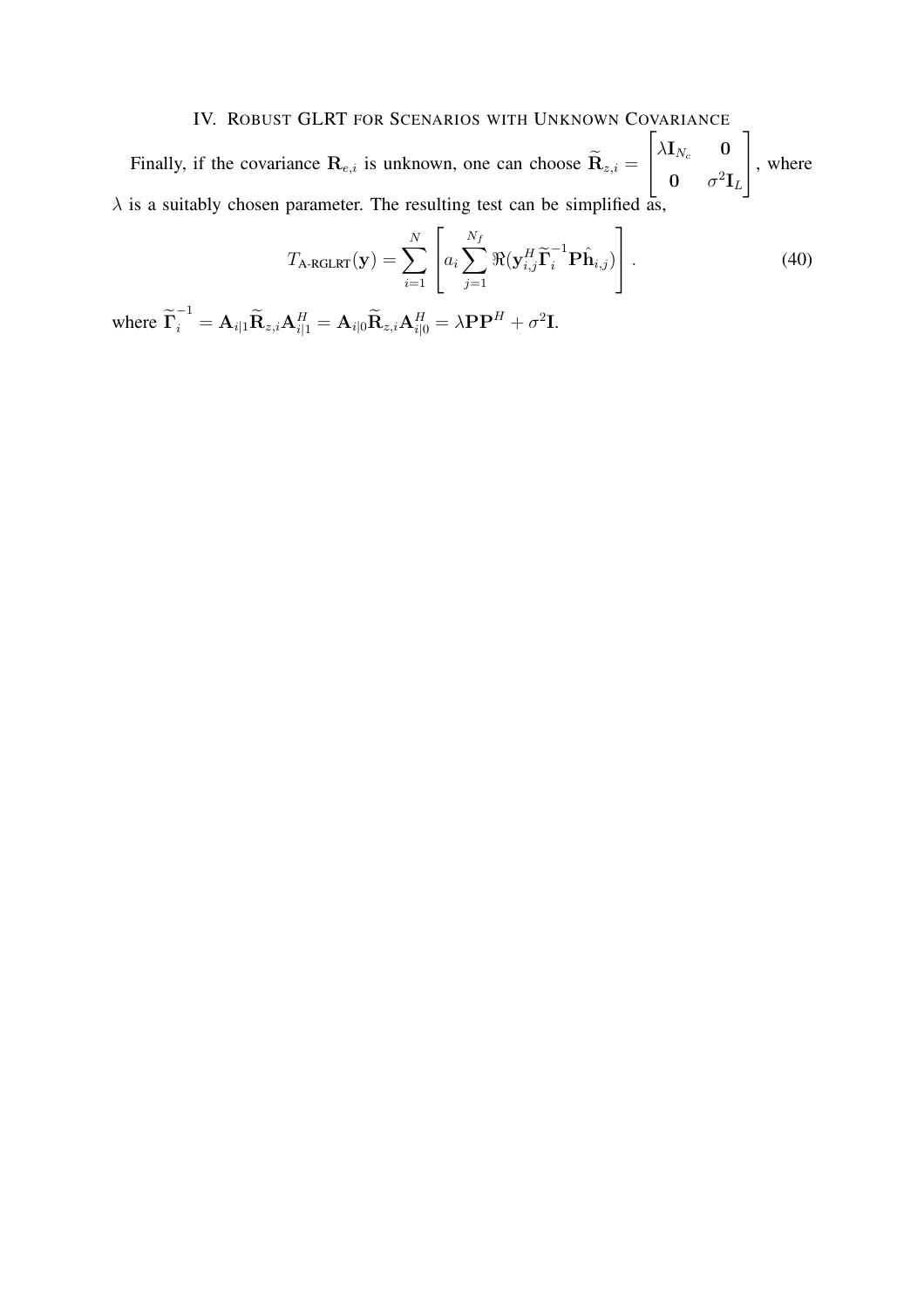## IV. Robust GLRT for Scenarios with Unknown Covariance

Finally, if the covariance $\mathbf{R}_{e,i}$ is unknown, one can choose $\widetilde{\mathbf{R}}_{z,i} = \begin{bmatrix} \lambda \mathbf{I}_{N_c} & \mathbf{0} \\ \mathbf{0} & \sigma^2 \mathbf{I}_L \end{bmatrix}$, where $\lambda$ is a suitably chosen parameter. The resulting test can be simplified as,

$$T_{\text{A-RGLRT}}(\mathbf{y}) = \sum_{i=1}^{N} \left[ a_i \sum_{j=1}^{N_f} \Re(\mathbf{y}_{i,j}^H \widetilde{\mathbf{\Gamma}}_i^{-1} \mathbf{P} \hat{\mathbf{h}}_{i,j}) \right]. \tag{40}$$

where $\widetilde{\mathbf{\Gamma}}_i^{-1} = \mathbf{A}_{i|1} \widetilde{\mathbf{R}}_{z,i} \mathbf{A}_{i|1}^H = \mathbf{A}_{i|0} \widetilde{\mathbf{R}}_{z,i} \mathbf{A}_{i|0}^H = \lambda \mathbf{P}\mathbf{P}^H + \sigma^2 \mathbf{I}$.